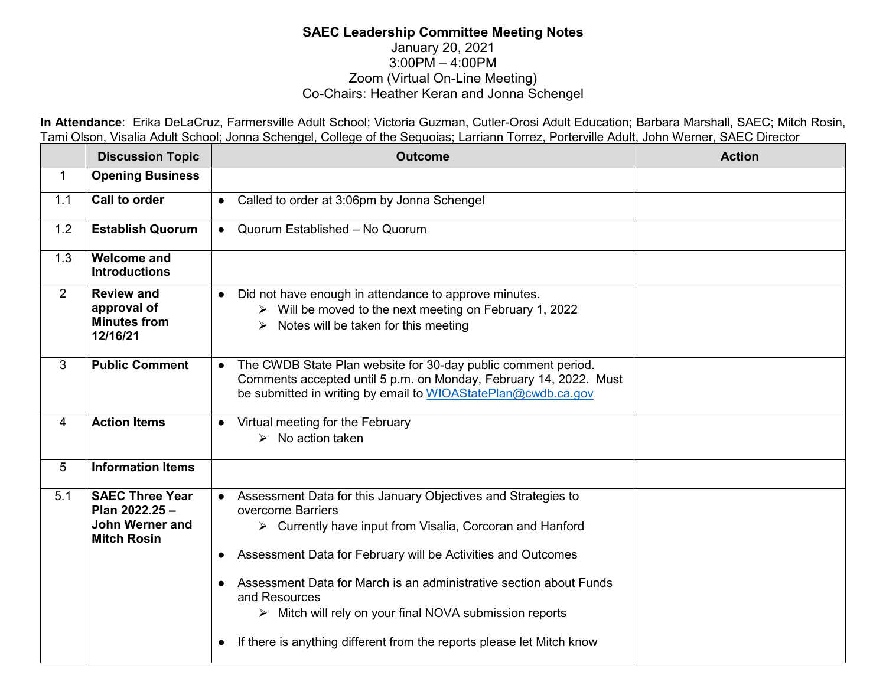**SAEC Leadership Committee Meeting Notes**
January 20, 2021
3:00PM – 4:00PM
Zoom (Virtual On-Line Meeting)
Co-Chairs: Heather Keran and Jonna Schengel

**In Attendance**: Erika DeLaCruz, Farmersville Adult School; Victoria Guzman, Cutler-Orosi Adult Education; Barbara Marshall, SAEC; Mitch Rosin, Tami Olson, Visalia Adult School; Jonna Schengel, College of the Sequoias; Larriann Torrez, Porterville Adult, John Werner, SAEC Director

| | Discussion Topic | Outcome | Action |
|---|---|---|---|
| 1 | **Opening Business** | | |
| 1.1 | **Call to order** | ● Called to order at 3:06pm by Jonna Schengel | |
| 1.2 | **Establish Quorum** | ● Quorum Established – No Quorum | |
| 1.3 | **Welcome and Introductions** | | |
| 2 | **Review and approval of Minutes from 12/16/21** | ● Did not have enough in attendance to approve minutes.<br>➢ Will be moved to the next meeting on February 1, 2022<br>➢ Notes will be taken for this meeting | |
| 3 | **Public Comment** | ● The CWDB State Plan website for 30-day public comment period. Comments accepted until 5 p.m. on Monday, February 14, 2022. Must be submitted in writing by email to WIOAStatePlan@cwdb.ca.gov | |
| 4 | **Action Items** | ● Virtual meeting for the February<br>➢ No action taken | |
| 5 | **Information Items** | | |
| 5.1 | **SAEC Three Year Plan 2022.25 – John Werner and Mitch Rosin** | ● Assessment Data for this January Objectives and Strategies to overcome Barriers<br>➢ Currently have input from Visalia, Corcoran and Hanford<br>● Assessment Data for February will be Activities and Outcomes<br>● Assessment Data for March is an administrative section about Funds and Resources<br>➢ Mitch will rely on your final NOVA submission reports<br>● If there is anything different from the reports please let Mitch know | |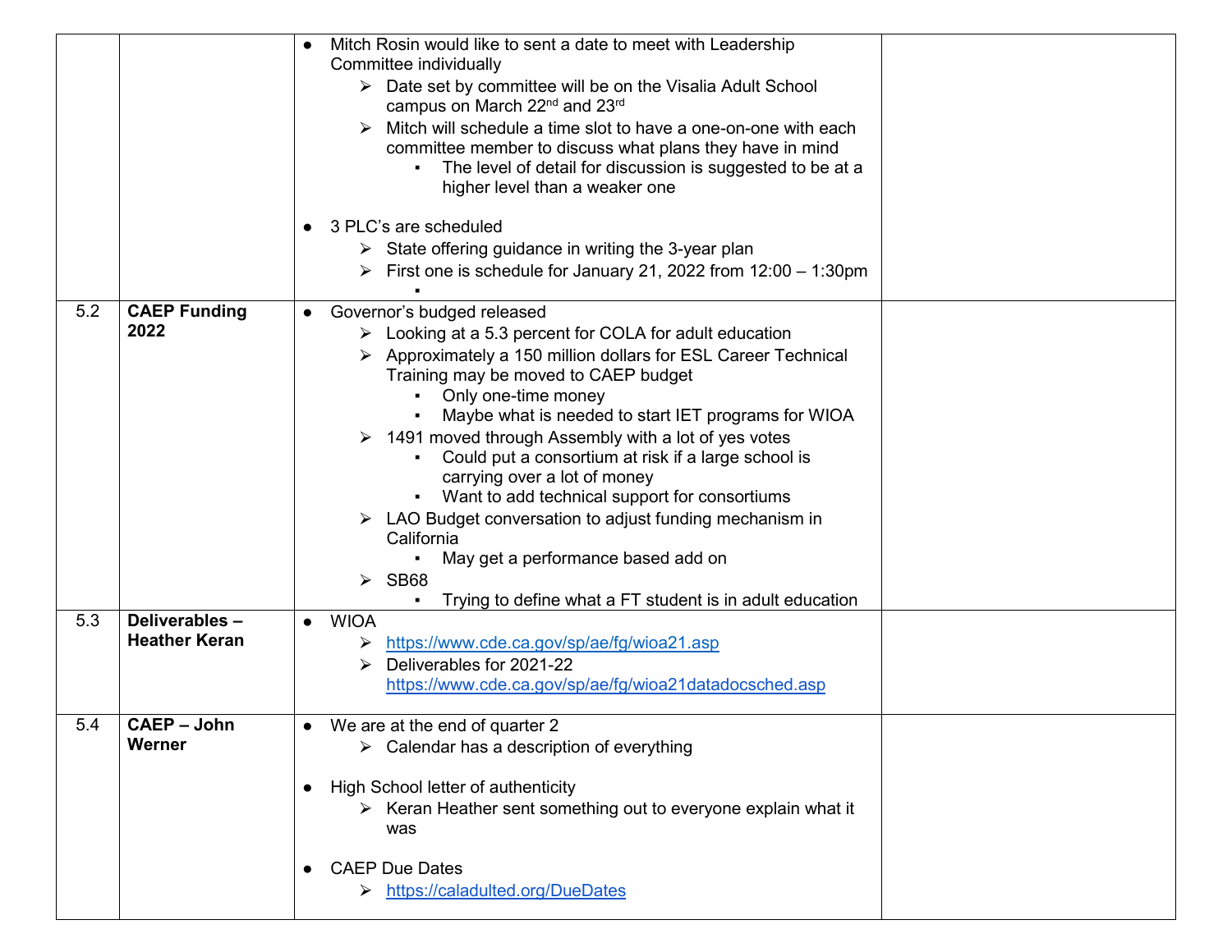| | | | |
|---|---|---|---|
| | | ● Mitch Rosin would like to sent a date to meet with Leadership Committee individually<br>➢ Date set by committee will be on the Visalia Adult School campus on March 22nd and 23rd<br>➢ Mitch will schedule a time slot to have a one-on-one with each committee member to discuss what plans they have in mind<br>▪ The level of detail for discussion is suggested to be at a higher level than a weaker one<br><br>● 3 PLC's are scheduled<br>➢ State offering guidance in writing the 3-year plan<br>➢ First one is schedule for January 21, 2022 from 12:00 – 1:30pm<br>▪ | |
| 5.2 | **CAEP Funding 2022** | ● Governor's budged released<br>➢ Looking at a 5.3 percent for COLA for adult education<br>➢ Approximately a 150 million dollars for ESL Career Technical Training may be moved to CAEP budget<br>▪ Only one-time money<br>▪ Maybe what is needed to start IET programs for WIOA<br>➢ 1491 moved through Assembly with a lot of yes votes<br>▪ Could put a consortium at risk if a large school is carrying over a lot of money<br>▪ Want to add technical support for consortiums<br>➢ LAO Budget conversation to adjust funding mechanism in California<br>▪ May get a performance based add on<br>➢ SB68<br>▪ Trying to define what a FT student is in adult education | |
| 5.3 | **Deliverables – Heather Keran** | ● WIOA<br>➢ https://www.cde.ca.gov/sp/ae/fg/wioa21.asp<br>➢ Deliverables for 2021-22 https://www.cde.ca.gov/sp/ae/fg/wioa21datadocsched.asp | |
| 5.4 | **CAEP – John Werner** | ● We are at the end of quarter 2<br>➢ Calendar has a description of everything<br><br>● High School letter of authenticity<br>➢ Keran Heather sent something out to everyone explain what it was<br><br>● CAEP Due Dates<br>➢ https://caladulted.org/DueDates | |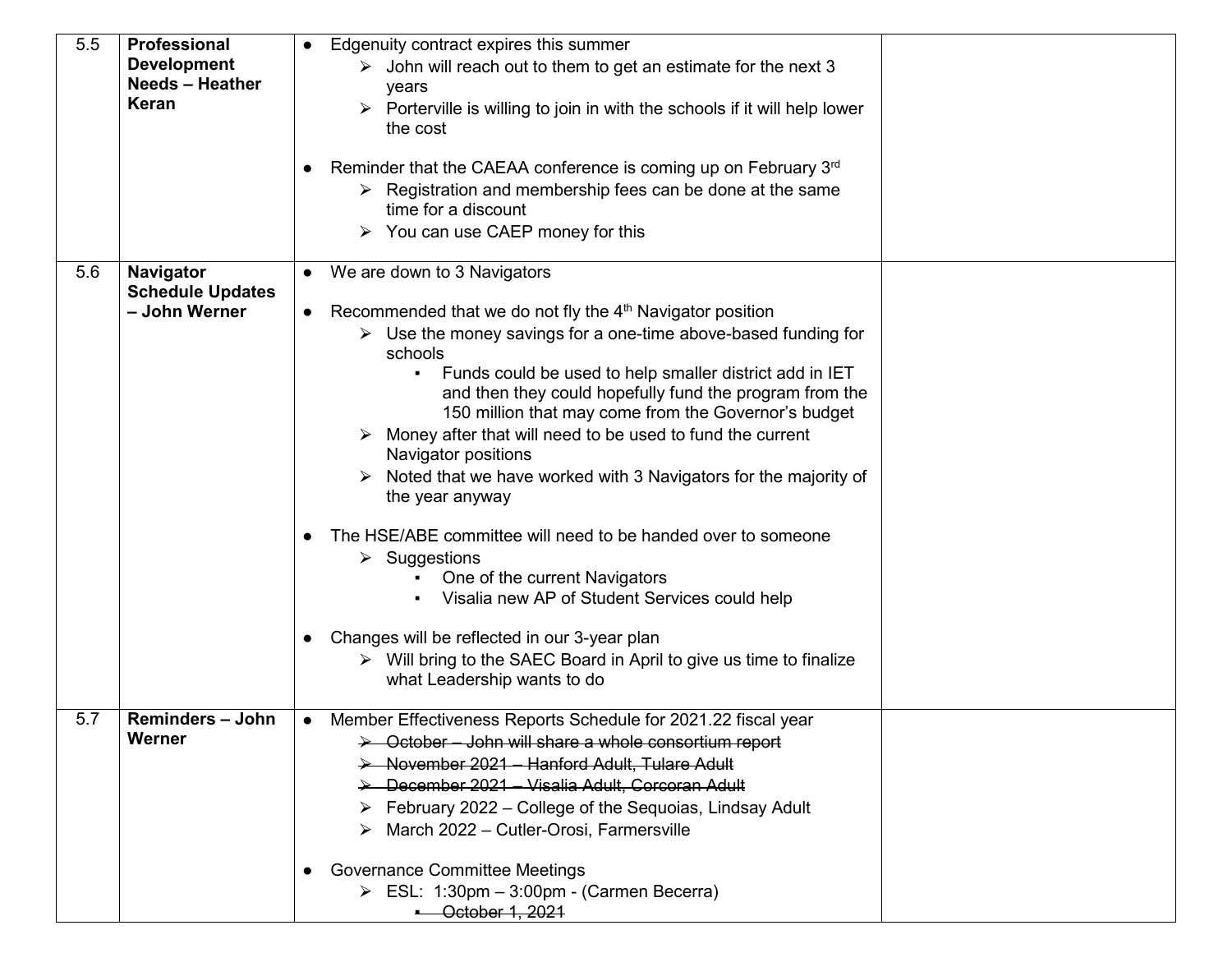| | | | |
|---|---|---|---|
| 5.5 | **Professional Development Needs – Heather Keran** | ● Edgenuity contract expires this summer<br>➢ John will reach out to them to get an estimate for the next 3 years<br>➢ Porterville is willing to join in with the schools if it will help lower the cost<br><br>● Reminder that the CAEAA conference is coming up on February 3rd<br>➢ Registration and membership fees can be done at the same time for a discount<br>➢ You can use CAEP money for this | |
| 5.6 | **Navigator Schedule Updates – John Werner** | ● We are down to 3 Navigators<br><br>● Recommended that we do not fly the 4th Navigator position<br>➢ Use the money savings for a one-time above-based funding for schools<br>▪ Funds could be used to help smaller district add in IET and then they could hopefully fund the program from the 150 million that may come from the Governor's budget<br>➢ Money after that will need to be used to fund the current Navigator positions<br>➢ Noted that we have worked with 3 Navigators for the majority of the year anyway<br><br>● The HSE/ABE committee will need to be handed over to someone<br>➢ Suggestions<br>▪ One of the current Navigators<br>▪ Visalia new AP of Student Services could help<br><br>● Changes will be reflected in our 3-year plan<br>➢ Will bring to the SAEC Board in April to give us time to finalize what Leadership wants to do | |
| 5.7 | **Reminders – John Werner** | ● Member Effectiveness Reports Schedule for 2021.22 fiscal year<br>➢ ~~October – John will share a whole consortium report~~<br>➢ ~~November 2021 – Hanford Adult, Tulare Adult~~<br>➢ ~~December 2021 – Visalia Adult, Corcoran Adult~~<br>➢ February 2022 – College of the Sequoias, Lindsay Adult<br>➢ March 2022 – Cutler-Orosi, Farmersville<br><br>● Governance Committee Meetings<br>➢ ESL: 1:30pm – 3:00pm - (Carmen Becerra)<br>▪ ~~October 1, 2021~~ | |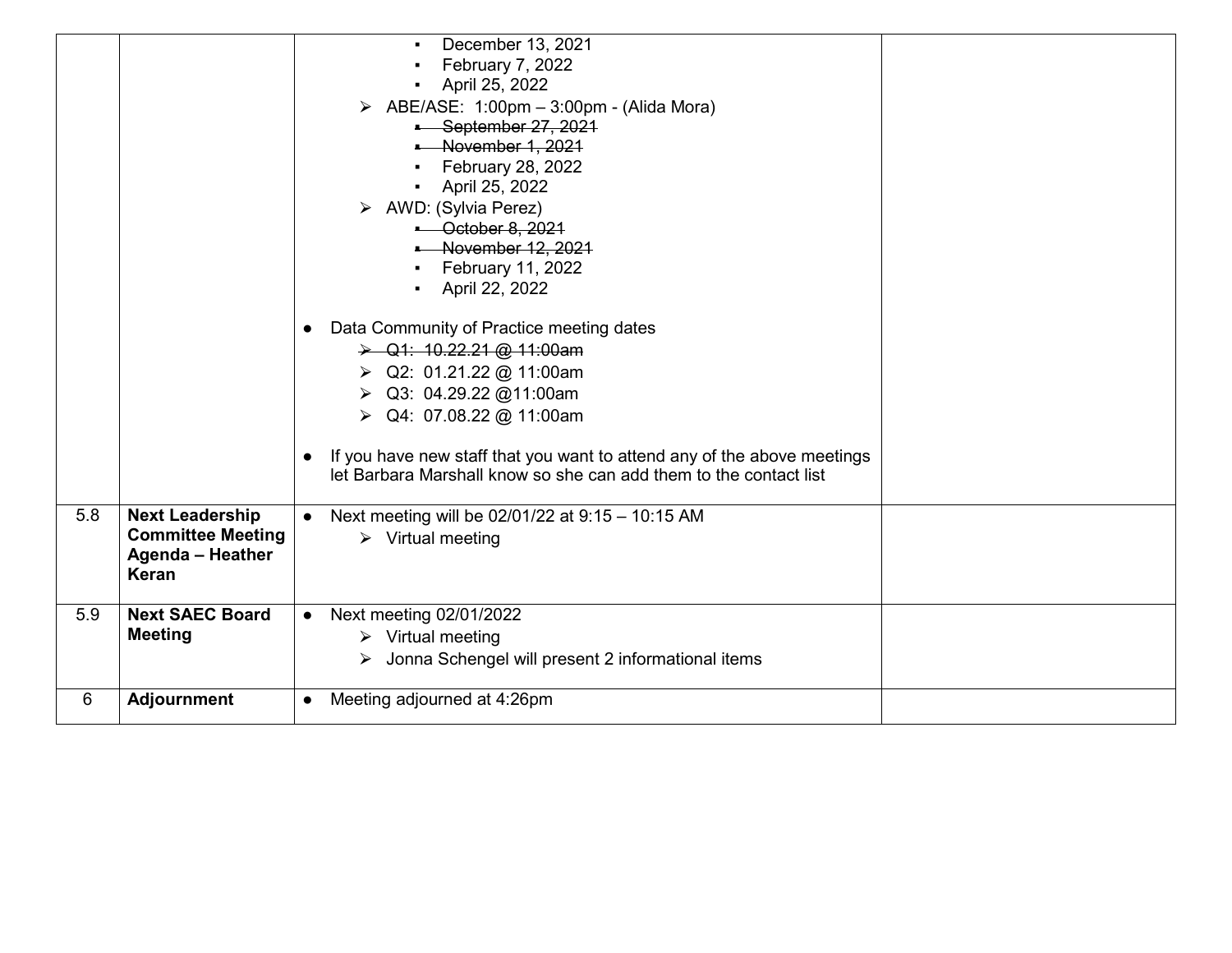| | | | |
|---|---|---|---|
| | | ▪ December 13, 2021<br>▪ February 7, 2022<br>▪ April 25, 2022<br>➢ ABE/ASE: 1:00pm – 3:00pm - (Alida Mora)<br>▪ ~~September 27, 2021~~<br>▪ ~~November 1, 2021~~<br>▪ February 28, 2022<br>▪ April 25, 2022<br>➢ AWD: (Sylvia Perez)<br>▪ ~~October 8, 2021~~<br>▪ ~~November 12, 2021~~<br>▪ February 11, 2022<br>▪ April 22, 2022<br><br>● Data Community of Practice meeting dates<br>➢ ~~Q1: 10.22.21 @ 11:00am~~<br>➢ Q2: 01.21.22 @ 11:00am<br>➢ Q3: 04.29.22 @11:00am<br>➢ Q4: 07.08.22 @ 11:00am<br><br>● If you have new staff that you want to attend any of the above meetings let Barbara Marshall know so she can add them to the contact list | |
| 5.8 | **Next Leadership Committee Meeting Agenda – Heather Keran** | ● Next meeting will be 02/01/22 at 9:15 – 10:15 AM<br>➢ Virtual meeting | |
| 5.9 | **Next SAEC Board Meeting** | ● Next meeting 02/01/2022<br>➢ Virtual meeting<br>➢ Jonna Schengel will present 2 informational items | |
| 6 | **Adjournment** | ● Meeting adjourned at 4:26pm | |